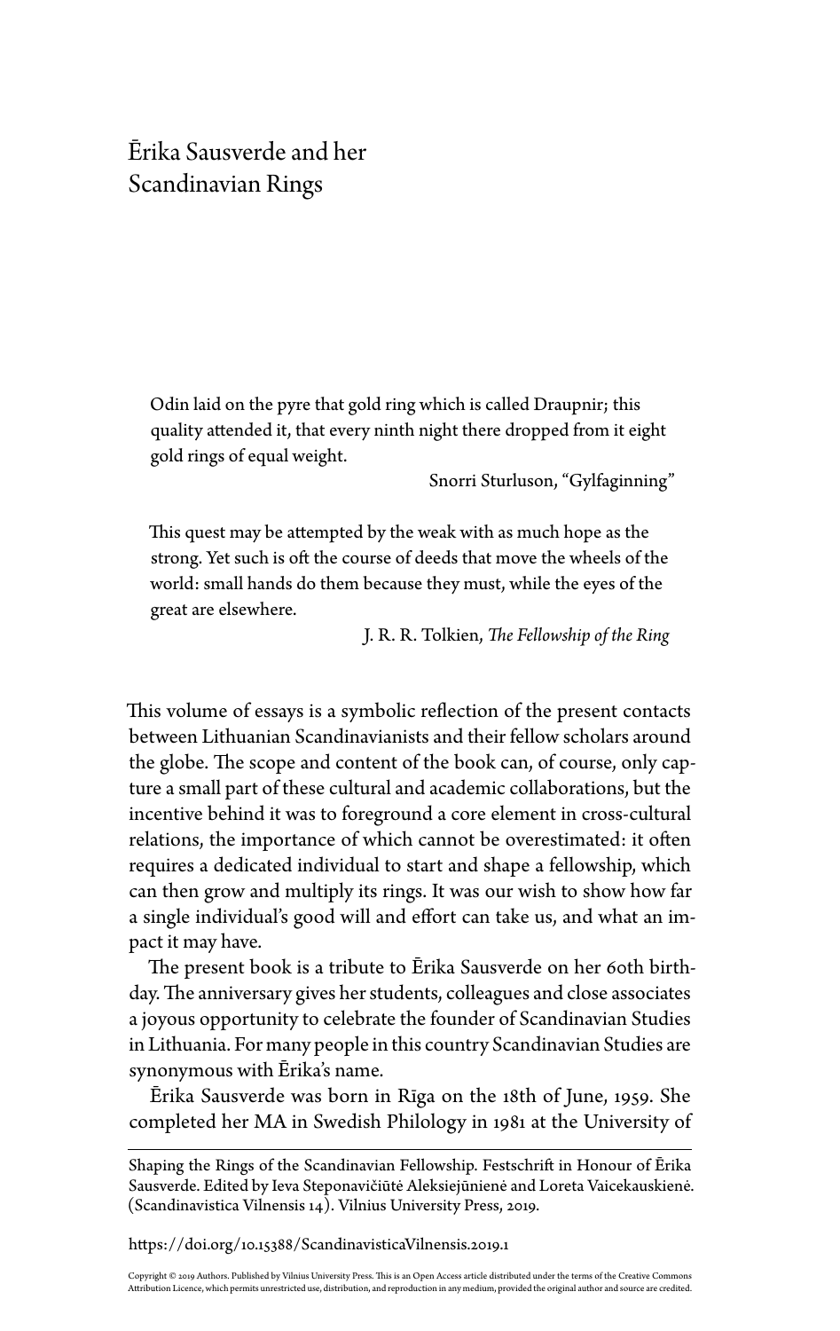# Ērika Sausverde and her Scandinavian Rings

> Odin laid on the pyre that gold ring which is called Draupnir; this quality attended it, that every ninth night there dropped from it eight gold rings of equal weight.
>
> Snorri Sturluson, "Gylfaginning"

> This quest may be attempted by the weak with as much hope as the strong. Yet such is oft the course of deeds that move the wheels of the world: small hands do them because they must, while the eyes of the great are elsewhere.
>
> J. R. R. Tolkien, *The Fellowship of the Ring*

This volume of essays is a symbolic reflection of the present contacts between Lithuanian Scandinavianists and their fellow scholars around the globe. The scope and content of the book can, of course, only capture a small part of these cultural and academic collaborations, but the incentive behind it was to foreground a core element in cross-cultural relations, the importance of which cannot be overestimated: it often requires a dedicated individual to start and shape a fellowship, which can then grow and multiply its rings. It was our wish to show how far a single individual's good will and effort can take us, and what an impact it may have.

The present book is a tribute to Ērika Sausverde on her 60th birthday. The anniversary gives her students, colleagues and close associates a joyous opportunity to celebrate the founder of Scandinavian Studies in Lithuania. For many people in this country Scandinavian Studies are synonymous with Ērika's name.

Ērika Sausverde was born in Rīga on the 18th of June, 1959. She completed her MA in Swedish Philology in 1981 at the University of

---

Shaping the Rings of the Scandinavian Fellowship. Festschrift in Honour of Ērika Sausverde. Edited by Ieva Steponavičiūtė Aleksiejūnienė and Loreta Vaicekauskienė. (Scandinavistica Vilnensis 14). Vilnius University Press, 2019.

https://doi.org/10.15388/ScandinavisticaVilnensis.2019.1

Copyright © 2019 Authors. Published by Vilnius University Press. This is an Open Access article distributed under the terms of the Creative Commons Attribution Licence, which permits unrestricted use, distribution, and reproduction in any medium, provided the original author and source are credited.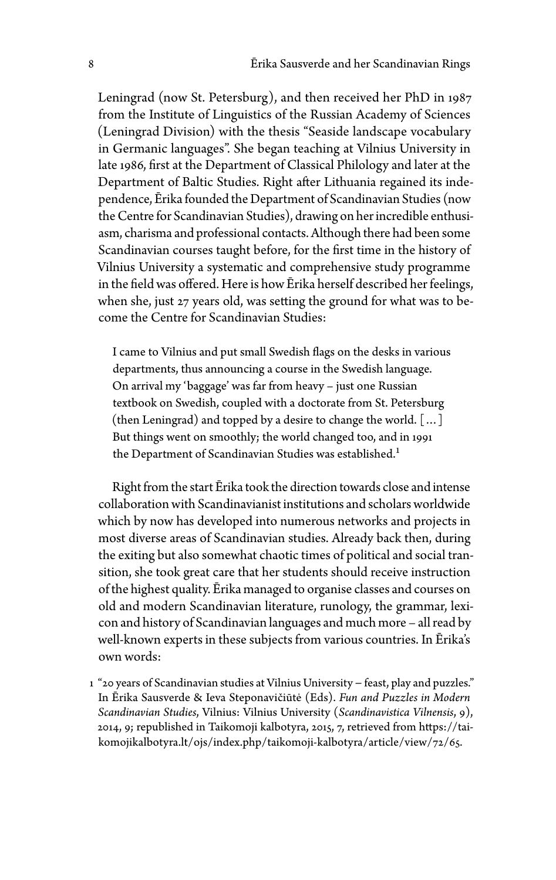Leningrad (now St. Petersburg), and then received her PhD in 1987 from the Institute of Linguistics of the Russian Academy of Sciences (Leningrad Division) with the thesis "Seaside landscape vocabulary in Germanic languages". She began teaching at Vilnius University in late 1986, first at the Department of Classical Philology and later at the Department of Baltic Studies. Right after Lithuania regained its independence, Ērika founded the Department of Scandinavian Studies (now the Centre for Scandinavian Studies), drawing on her incredible enthusiasm, charisma and professional contacts. Although there had been some Scandinavian courses taught before, for the first time in the history of Vilnius University a systematic and comprehensive study programme in the field was offered. Here is how Ērika herself described her feelings, when she, just 27 years old, was setting the ground for what was to become the Centre for Scandinavian Studies:

> I came to Vilnius and put small Swedish flags on the desks in various departments, thus announcing a course in the Swedish language. On arrival my 'baggage' was far from heavy – just one Russian textbook on Swedish, coupled with a doctorate from St. Petersburg (then Leningrad) and topped by a desire to change the world. [...] But things went on smoothly; the world changed too, and in 1991 the Department of Scandinavian Studies was established.[1]

Right from the start Ērika took the direction towards close and intense collaboration with Scandinavianist institutions and scholars worldwide which by now has developed into numerous networks and projects in most diverse areas of Scandinavian studies. Already back then, during the exiting but also somewhat chaotic times of political and social transition, she took great care that her students should receive instruction of the highest quality. Ērika managed to organise classes and courses on old and modern Scandinavian literature, runology, the grammar, lexicon and history of Scandinavian languages and much more – all read by well-known experts in these subjects from various countries. In Ērika's own words:

1 "20 years of Scandinavian studies at Vilnius University – feast, play and puzzles." In Ērika Sausverde & Ieva Steponavičiūtė (Eds). *Fun and Puzzles in Modern Scandinavian Studies*, Vilnius: Vilnius University (*Scandinavistica Vilnensis*, 9), 2014, 9; republished in Taikomoji kalbotyra, 2015, 7, retrieved from https://taikomojikalbotyra.lt/ojs/index.php/taikomoji-kalbotyra/article/view/72/65.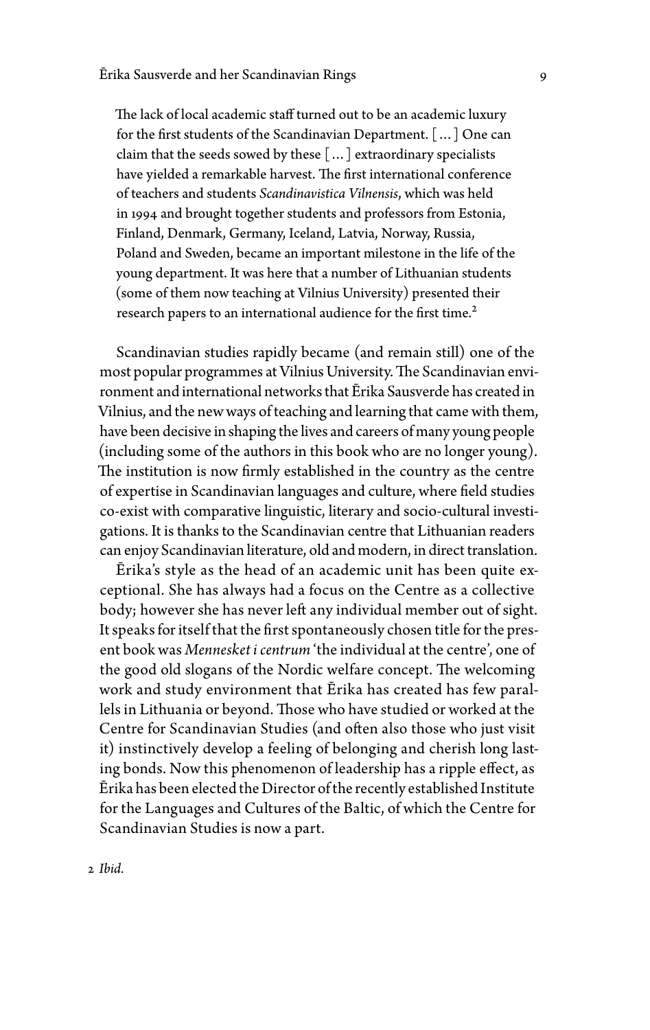> The lack of local academic staff turned out to be an academic luxury for the first students of the Scandinavian Department. [ … ] One can claim that the seeds sowed by these [ … ] extraordinary specialists have yielded a remarkable harvest. The first international conference of teachers and students *Scandinavistica Vilnensis*, which was held in 1994 and brought together students and professors from Estonia, Finland, Denmark, Germany, Iceland, Latvia, Norway, Russia, Poland and Sweden, became an important milestone in the life of the young department. It was here that a number of Lithuanian students (some of them now teaching at Vilnius University) presented their research papers to an international audience for the first time.[2]

Scandinavian studies rapidly became (and remain still) one of the most popular programmes at Vilnius University. The Scandinavian environment and international networks that Ērika Sausverde has created in Vilnius, and the new ways of teaching and learning that came with them, have been decisive in shaping the lives and careers of many young people (including some of the authors in this book who are no longer young). The institution is now firmly established in the country as the centre of expertise in Scandinavian languages and culture, where field studies co-exist with comparative linguistic, literary and socio-cultural investigations. It is thanks to the Scandinavian centre that Lithuanian readers can enjoy Scandinavian literature, old and modern, in direct translation.

Ērika's style as the head of an academic unit has been quite exceptional. She has always had a focus on the Centre as a collective body; however she has never left any individual member out of sight. It speaks for itself that the first spontaneously chosen title for the present book was *Mennesket i centrum* 'the individual at the centre', one of the good old slogans of the Nordic welfare concept. The welcoming work and study environment that Ērika has created has few parallels in Lithuania or beyond. Those who have studied or worked at the Centre for Scandinavian Studies (and often also those who just visit it) instinctively develop a feeling of belonging and cherish long lasting bonds. Now this phenomenon of leadership has a ripple effect, as Ērika has been elected the Director of the recently established Institute for the Languages and Cultures of the Baltic, of which the Centre for Scandinavian Studies is now a part.

2 *Ibid.*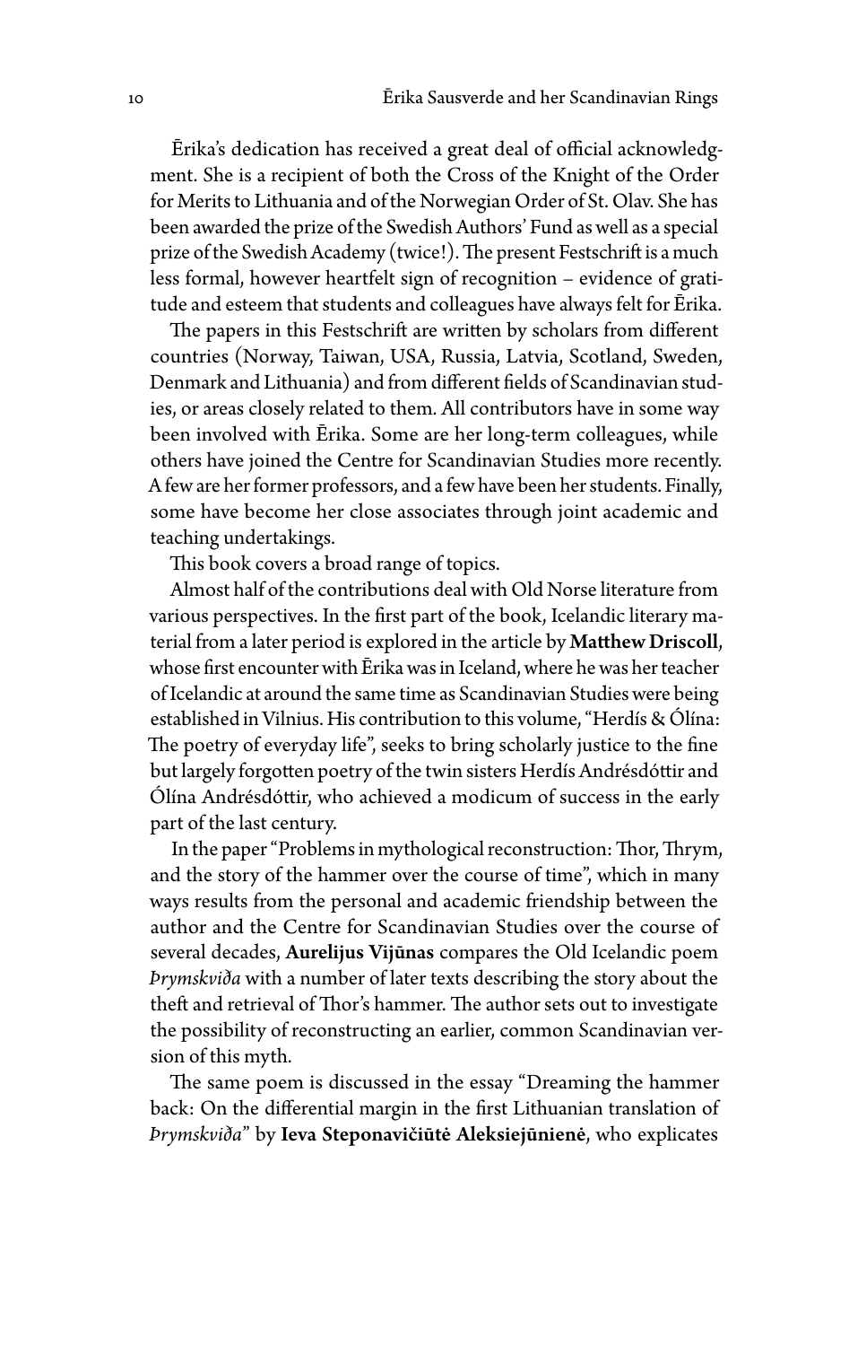Ērika's dedication has received a great deal of official acknowledgment. She is a recipient of both the Cross of the Knight of the Order for Merits to Lithuania and of the Norwegian Order of St. Olav. She has been awarded the prize of the Swedish Authors' Fund as well as a special prize of the Swedish Academy (twice!). The present Festschrift is a much less formal, however heartfelt sign of recognition – evidence of gratitude and esteem that students and colleagues have always felt for Ērika.

The papers in this Festschrift are written by scholars from different countries (Norway, Taiwan, USA, Russia, Latvia, Scotland, Sweden, Denmark and Lithuania) and from different fields of Scandinavian studies, or areas closely related to them. All contributors have in some way been involved with Ērika. Some are her long-term colleagues, while others have joined the Centre for Scandinavian Studies more recently. A few are her former professors, and a few have been her students. Finally, some have become her close associates through joint academic and teaching undertakings.

This book covers a broad range of topics.

Almost half of the contributions deal with Old Norse literature from various perspectives. In the first part of the book, Icelandic literary material from a later period is explored in the article by **Matthew Driscoll**, whose first encounter with Ērika was in Iceland, where he was her teacher of Icelandic at around the same time as Scandinavian Studies were being established in Vilnius. His contribution to this volume, "Herdís & Ólína: The poetry of everyday life", seeks to bring scholarly justice to the fine but largely forgotten poetry of the twin sisters Herdís Andrésdóttir and Ólína Andrésdóttir, who achieved a modicum of success in the early part of the last century.

In the paper "Problems in mythological reconstruction: Thor, Thrym, and the story of the hammer over the course of time", which in many ways results from the personal and academic friendship between the author and the Centre for Scandinavian Studies over the course of several decades, **Aurelijus Vijūnas** compares the Old Icelandic poem *Þrymskviða* with a number of later texts describing the story about the theft and retrieval of Thor's hammer. The author sets out to investigate the possibility of reconstructing an earlier, common Scandinavian version of this myth.

The same poem is discussed in the essay "Dreaming the hammer back: On the differential margin in the first Lithuanian translation of *Þrymskviða*" by **Ieva Steponavičiūtė Aleksiejūnienė**, who explicates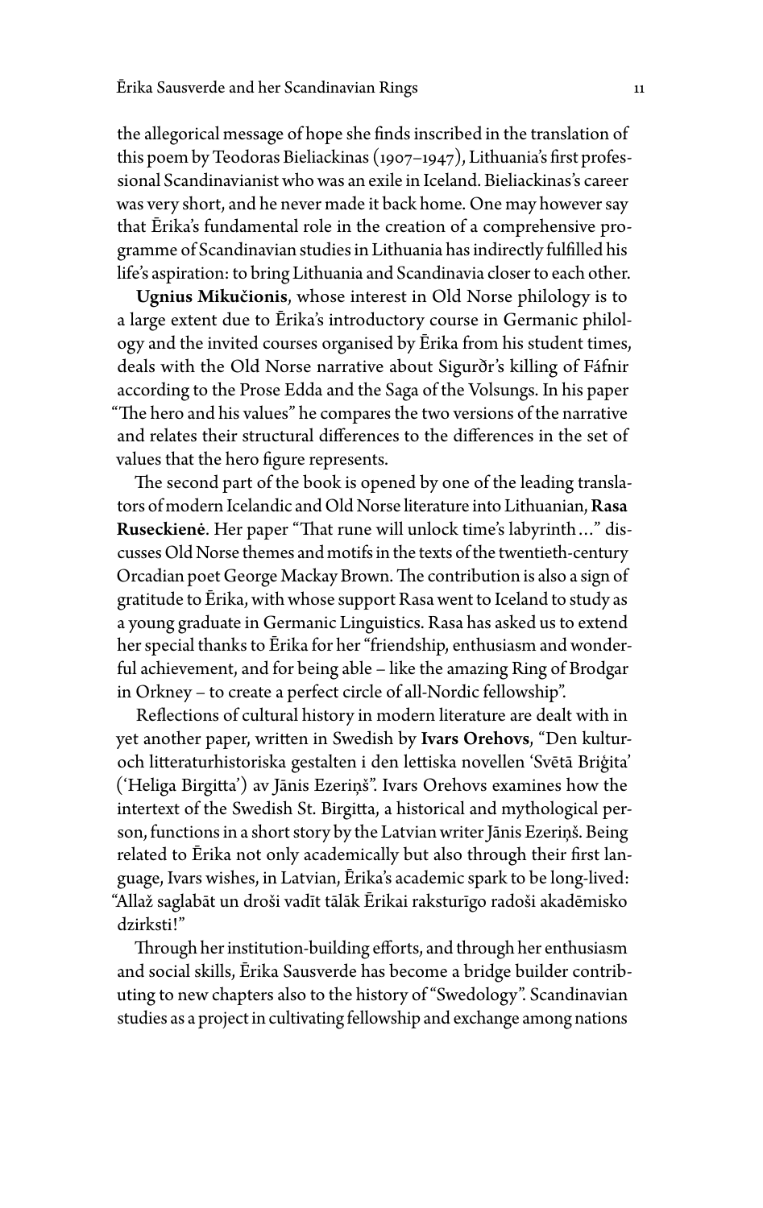the allegorical message of hope she finds inscribed in the translation of this poem by Teodoras Bieliackinas (1907–1947), Lithuania's first professional Scandinavianist who was an exile in Iceland. Bieliackinas's career was very short, and he never made it back home. One may however say that Ērika's fundamental role in the creation of a comprehensive programme of Scandinavian studies in Lithuania has indirectly fulfilled his life's aspiration: to bring Lithuania and Scandinavia closer to each other.

**Ugnius Mikučionis**, whose interest in Old Norse philology is to a large extent due to Ērika's introductory course in Germanic philology and the invited courses organised by Ērika from his student times, deals with the Old Norse narrative about Sigurðr's killing of Fáfnir according to the Prose Edda and the Saga of the Volsungs. In his paper "The hero and his values" he compares the two versions of the narrative and relates their structural differences to the differences in the set of values that the hero figure represents.

The second part of the book is opened by one of the leading translators of modern Icelandic and Old Norse literature into Lithuanian, **Rasa Ruseckienė**. Her paper "That rune will unlock time's labyrinth…" discusses Old Norse themes and motifs in the texts of the twentieth-century Orcadian poet George Mackay Brown. The contribution is also a sign of gratitude to Ērika, with whose support Rasa went to Iceland to study as a young graduate in Germanic Linguistics. Rasa has asked us to extend her special thanks to Ērika for her "friendship, enthusiasm and wonderful achievement, and for being able – like the amazing Ring of Brodgar in Orkney – to create a perfect circle of all-Nordic fellowship".

Reflections of cultural history in modern literature are dealt with in yet another paper, written in Swedish by **Ivars Orehovs**, "Den kultur- och litteraturhistoriska gestalten i den lettiska novellen 'Svētā Briģita' ('Heliga Birgitta') av Jānis Ezeriņš". Ivars Orehovs examines how the intertext of the Swedish St. Birgitta, a historical and mythological person, functions in a short story by the Latvian writer Jānis Ezeriņš. Being related to Ērika not only academically but also through their first language, Ivars wishes, in Latvian, Ērika's academic spark to be long-lived: "Allaž saglabāt un droši vadīt tālāk Ērikai raksturīgo radoši akadēmisko dzirksti!"

Through her institution-building efforts, and through her enthusiasm and social skills, Ērika Sausverde has become a bridge builder contributing to new chapters also to the history of "Swedology". Scandinavian studies as a project in cultivating fellowship and exchange among nations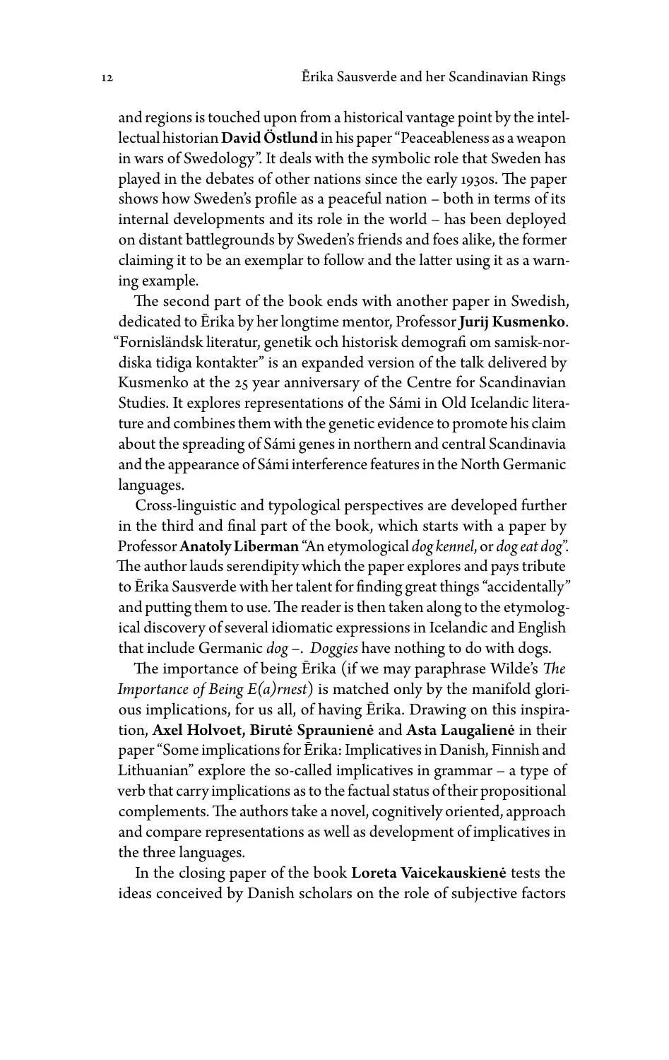and regions is touched upon from a historical vantage point by the intellectual historian **David Östlund** in his paper "Peaceableness as a weapon in wars of Swedology". It deals with the symbolic role that Sweden has played in the debates of other nations since the early 1930s. The paper shows how Sweden's profile as a peaceful nation – both in terms of its internal developments and its role in the world – has been deployed on distant battlegrounds by Sweden's friends and foes alike, the former claiming it to be an exemplar to follow and the latter using it as a warning example.

The second part of the book ends with another paper in Swedish, dedicated to Ērika by her longtime mentor, Professor **Jurij Kusmenko**. "Fornisländsk literatur, genetik och historisk demografi om samisk-nordiska tidiga kontakter" is an expanded version of the talk delivered by Kusmenko at the 25 year anniversary of the Centre for Scandinavian Studies. It explores representations of the Sámi in Old Icelandic literature and combines them with the genetic evidence to promote his claim about the spreading of Sámi genes in northern and central Scandinavia and the appearance of Sámi interference features in the North Germanic languages.

Cross-linguistic and typological perspectives are developed further in the third and final part of the book, which starts with a paper by Professor **Anatoly Liberman** "An etymological *dog kennel*, or *dog eat dog*". The author lauds serendipity which the paper explores and pays tribute to Ērika Sausverde with her talent for finding great things "accidentally" and putting them to use. The reader is then taken along to the etymological discovery of several idiomatic expressions in Icelandic and English that include Germanic *dog* –. *Doggies* have nothing to do with dogs.

The importance of being Ērika (if we may paraphrase Wilde's *The Importance of Being E(a)rnest*) is matched only by the manifold glorious implications, for us all, of having Ērika. Drawing on this inspiration, **Axel Holvoet, Birutė Spraunienė** and **Asta Laugalienė** in their paper "Some implications for Ērika: Implicatives in Danish, Finnish and Lithuanian" explore the so-called implicatives in grammar – a type of verb that carry implications as to the factual status of their propositional complements. The authors take a novel, cognitively oriented, approach and compare representations as well as development of implicatives in the three languages.

In the closing paper of the book **Loreta Vaicekauskienė** tests the ideas conceived by Danish scholars on the role of subjective factors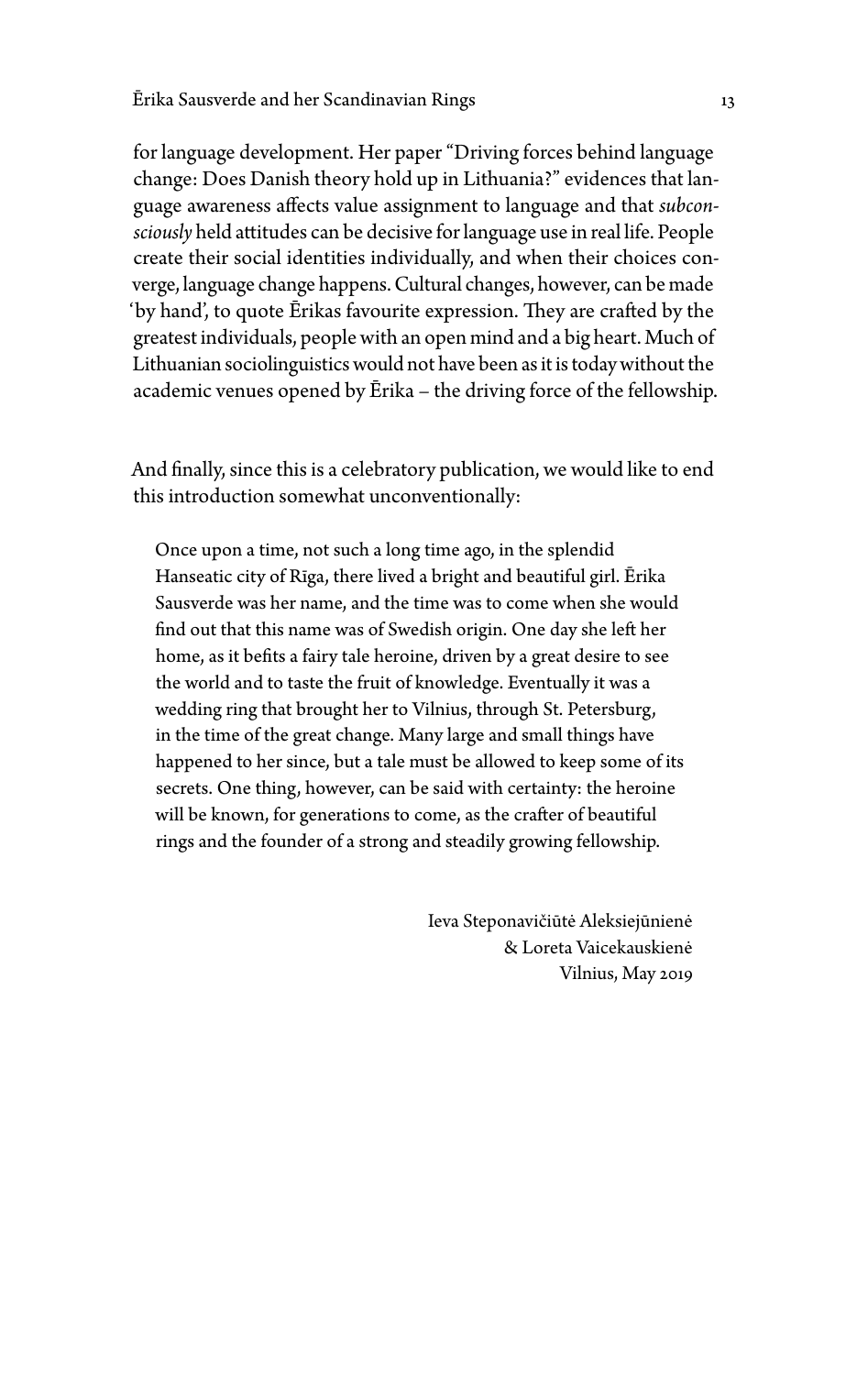for language development. Her paper "Driving forces behind language change: Does Danish theory hold up in Lithuania?" evidences that language awareness affects value assignment to language and that *subconsciously* held attitudes can be decisive for language use in real life. People create their social identities individually, and when their choices converge, language change happens. Cultural changes, however, can be made 'by hand', to quote Ērikas favourite expression. They are crafted by the greatest individuals, people with an open mind and a big heart. Much of Lithuanian sociolinguistics would not have been as it is today without the academic venues opened by Ērika – the driving force of the fellowship.

And finally, since this is a celebratory publication, we would like to end this introduction somewhat unconventionally:

> Once upon a time, not such a long time ago, in the splendid Hanseatic city of Rīga, there lived a bright and beautiful girl. Ērika Sausverde was her name, and the time was to come when she would find out that this name was of Swedish origin. One day she left her home, as it befits a fairy tale heroine, driven by a great desire to see the world and to taste the fruit of knowledge. Eventually it was a wedding ring that brought her to Vilnius, through St. Petersburg, in the time of the great change. Many large and small things have happened to her since, but a tale must be allowed to keep some of its secrets. One thing, however, can be said with certainty: the heroine will be known, for generations to come, as the crafter of beautiful rings and the founder of a strong and steadily growing fellowship.

Ieva Steponavičiūtė Aleksiejūnienė
& Loreta Vaicekauskienė
Vilnius, May 2019